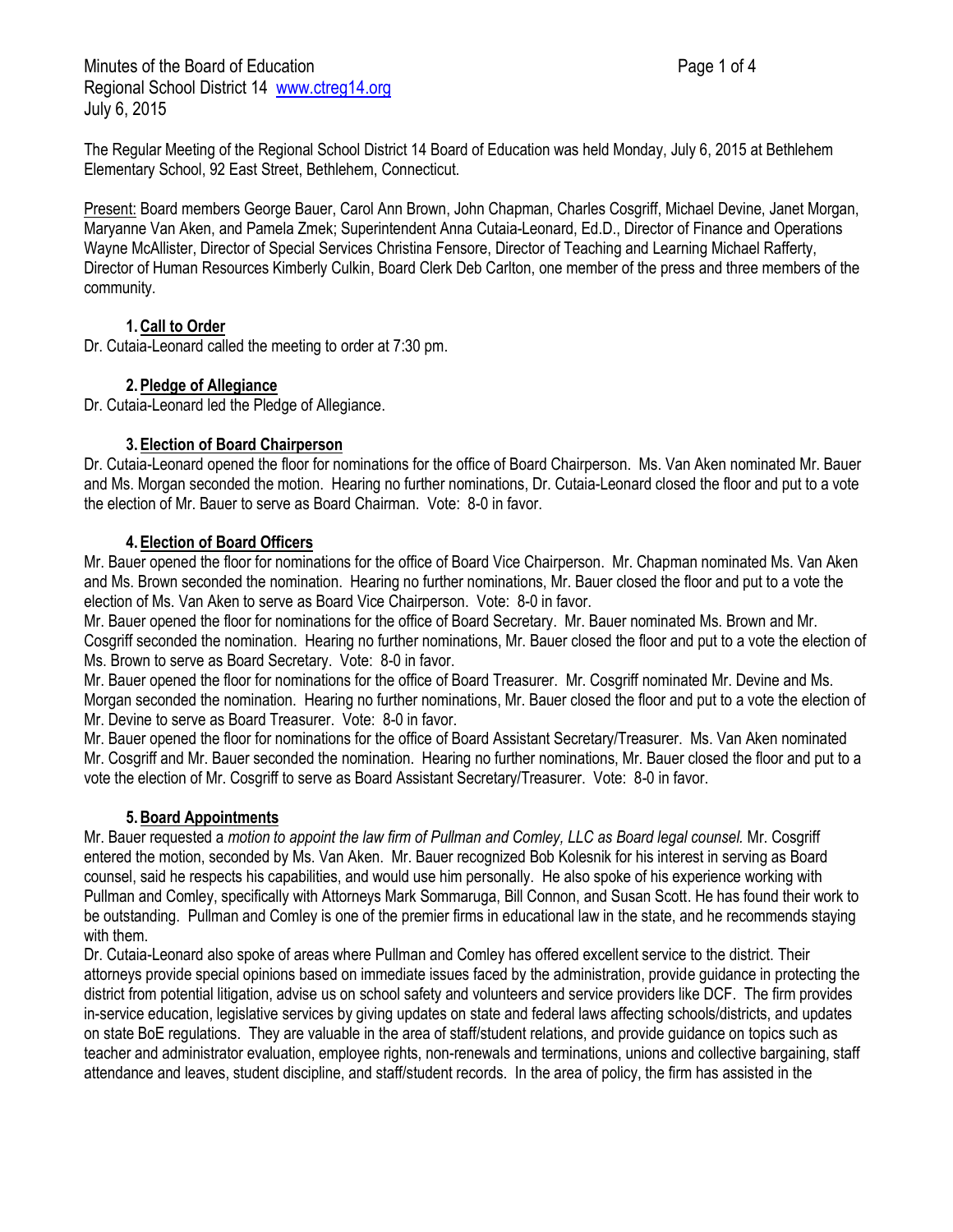Minutes of the Board of Education
Regional School District 14 www.ctreg14.org
July 6, 2015

The Regular Meeting of the Regional School District 14 Board of Education was held Monday, July 6, 2015 at Bethlehem Elementary School, 92 East Street, Bethlehem, Connecticut.

Present: Board members George Bauer, Carol Ann Brown, John Chapman, Charles Cosgriff, Michael Devine, Janet Morgan, Maryanne Van Aken, and Pamela Zmek; Superintendent Anna Cutaia-Leonard, Ed.D., Director of Finance and Operations Wayne McAllister, Director of Special Services Christina Fensore, Director of Teaching and Learning Michael Rafferty, Director of Human Resources Kimberly Culkin, Board Clerk Deb Carlton, one member of the press and three members of the community.

**1. Call to Order**

Dr. Cutaia-Leonard called the meeting to order at 7:30 pm.

**2. Pledge of Allegiance**

Dr. Cutaia-Leonard led the Pledge of Allegiance.

**3. Election of Board Chairperson**

Dr. Cutaia-Leonard opened the floor for nominations for the office of Board Chairperson. Ms. Van Aken nominated Mr. Bauer and Ms. Morgan seconded the motion. Hearing no further nominations, Dr. Cutaia-Leonard closed the floor and put to a vote the election of Mr. Bauer to serve as Board Chairman. Vote: 8-0 in favor.

**4. Election of Board Officers**

Mr. Bauer opened the floor for nominations for the office of Board Vice Chairperson. Mr. Chapman nominated Ms. Van Aken and Ms. Brown seconded the nomination. Hearing no further nominations, Mr. Bauer closed the floor and put to a vote the election of Ms. Van Aken to serve as Board Vice Chairperson. Vote: 8-0 in favor.

Mr. Bauer opened the floor for nominations for the office of Board Secretary. Mr. Bauer nominated Ms. Brown and Mr. Cosgriff seconded the nomination. Hearing no further nominations, Mr. Bauer closed the floor and put to a vote the election of Ms. Brown to serve as Board Secretary. Vote: 8-0 in favor.

Mr. Bauer opened the floor for nominations for the office of Board Treasurer. Mr. Cosgriff nominated Mr. Devine and Ms. Morgan seconded the nomination. Hearing no further nominations, Mr. Bauer closed the floor and put to a vote the election of Mr. Devine to serve as Board Treasurer. Vote: 8-0 in favor.

Mr. Bauer opened the floor for nominations for the office of Board Assistant Secretary/Treasurer. Ms. Van Aken nominated Mr. Cosgriff and Mr. Bauer seconded the nomination. Hearing no further nominations, Mr. Bauer closed the floor and put to a vote the election of Mr. Cosgriff to serve as Board Assistant Secretary/Treasurer. Vote: 8-0 in favor.

**5. Board Appointments**

Mr. Bauer requested a *motion to appoint the law firm of Pullman and Comley, LLC as Board legal counsel.* Mr. Cosgriff entered the motion, seconded by Ms. Van Aken. Mr. Bauer recognized Bob Kolesnik for his interest in serving as Board counsel, said he respects his capabilities, and would use him personally. He also spoke of his experience working with Pullman and Comley, specifically with Attorneys Mark Sommaruga, Bill Connon, and Susan Scott. He has found their work to be outstanding. Pullman and Comley is one of the premier firms in educational law in the state, and he recommends staying with them.

Dr. Cutaia-Leonard also spoke of areas where Pullman and Comley has offered excellent service to the district. Their attorneys provide special opinions based on immediate issues faced by the administration, provide guidance in protecting the district from potential litigation, advise us on school safety and volunteers and service providers like DCF. The firm provides in-service education, legislative services by giving updates on state and federal laws affecting schools/districts, and updates on state BoE regulations. They are valuable in the area of staff/student relations, and provide guidance on topics such as teacher and administrator evaluation, employee rights, non-renewals and terminations, unions and collective bargaining, staff attendance and leaves, student discipline, and staff/student records. In the area of policy, the firm has assisted in the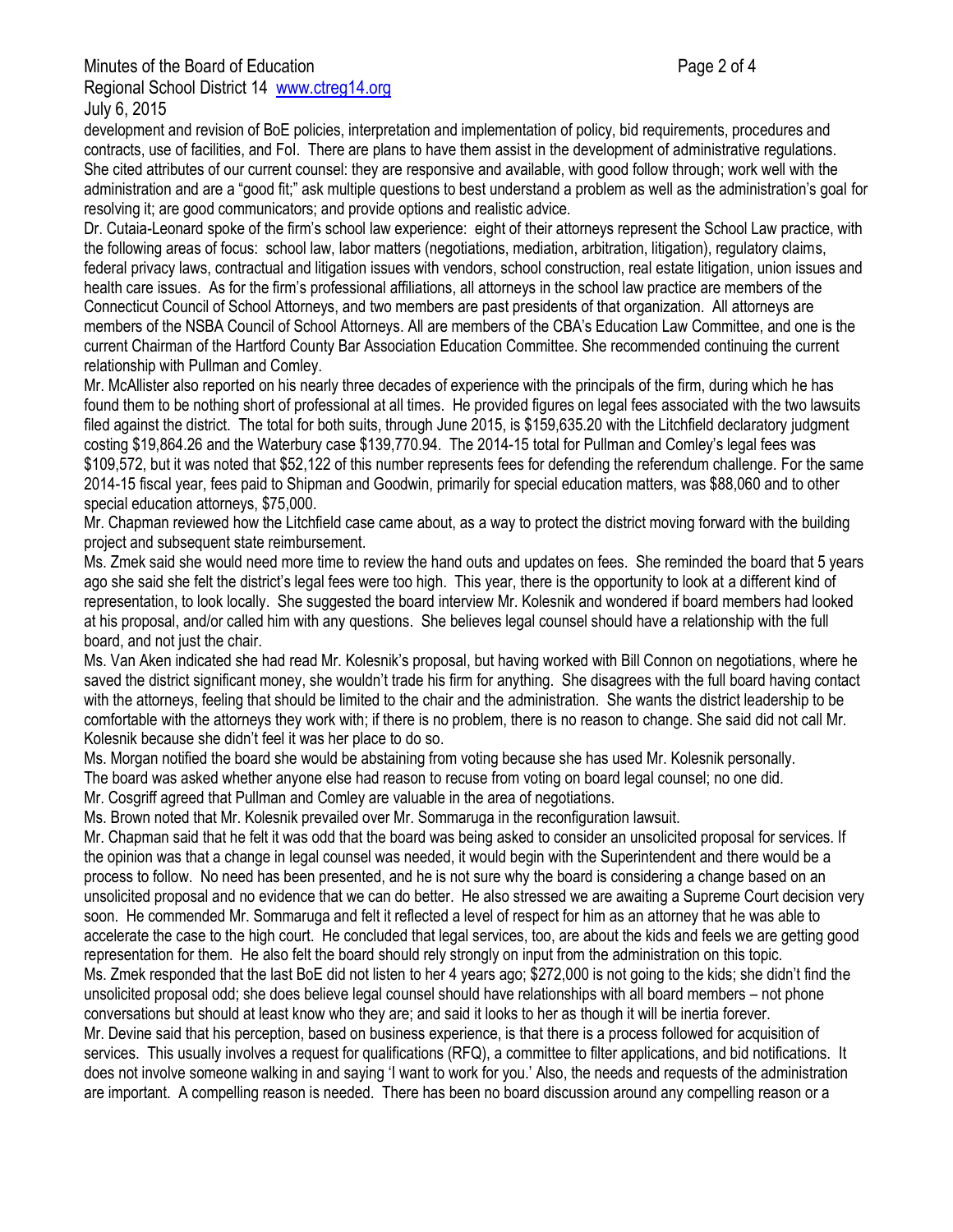development and revision of BoE policies, interpretation and implementation of policy, bid requirements, procedures and contracts, use of facilities, and FoI. There are plans to have them assist in the development of administrative regulations. She cited attributes of our current counsel: they are responsive and available, with good follow through; work well with the administration and are a "good fit;" ask multiple questions to best understand a problem as well as the administration's goal for resolving it; are good communicators; and provide options and realistic advice.

Dr. Cutaia-Leonard spoke of the firm's school law experience: eight of their attorneys represent the School Law practice, with the following areas of focus: school law, labor matters (negotiations, mediation, arbitration, litigation), regulatory claims, federal privacy laws, contractual and litigation issues with vendors, school construction, real estate litigation, union issues and health care issues. As for the firm's professional affiliations, all attorneys in the school law practice are members of the Connecticut Council of School Attorneys, and two members are past presidents of that organization. All attorneys are members of the NSBA Council of School Attorneys. All are members of the CBA's Education Law Committee, and one is the current Chairman of the Hartford County Bar Association Education Committee. She recommended continuing the current relationship with Pullman and Comley.

Mr. McAllister also reported on his nearly three decades of experience with the principals of the firm, during which he has found them to be nothing short of professional at all times. He provided figures on legal fees associated with the two lawsuits filed against the district. The total for both suits, through June 2015, is $159,635.20 with the Litchfield declaratory judgment costing $19,864.26 and the Waterbury case $139,770.94. The 2014-15 total for Pullman and Comley's legal fees was $109,572, but it was noted that $52,122 of this number represents fees for defending the referendum challenge. For the same 2014-15 fiscal year, fees paid to Shipman and Goodwin, primarily for special education matters, was $88,060 and to other special education attorneys, $75,000.

Mr. Chapman reviewed how the Litchfield case came about, as a way to protect the district moving forward with the building project and subsequent state reimbursement.

Ms. Zmek said she would need more time to review the hand outs and updates on fees. She reminded the board that 5 years ago she said she felt the district's legal fees were too high. This year, there is the opportunity to look at a different kind of representation, to look locally. She suggested the board interview Mr. Kolesnik and wondered if board members had looked at his proposal, and/or called him with any questions. She believes legal counsel should have a relationship with the full board, and not just the chair.

Ms. Van Aken indicated she had read Mr. Kolesnik's proposal, but having worked with Bill Connon on negotiations, where he saved the district significant money, she wouldn't trade his firm for anything. She disagrees with the full board having contact with the attorneys, feeling that should be limited to the chair and the administration. She wants the district leadership to be comfortable with the attorneys they work with; if there is no problem, there is no reason to change. She said did not call Mr. Kolesnik because she didn't feel it was her place to do so.

Ms. Morgan notified the board she would be abstaining from voting because she has used Mr. Kolesnik personally.

The board was asked whether anyone else had reason to recuse from voting on board legal counsel; no one did.

Mr. Cosgriff agreed that Pullman and Comley are valuable in the area of negotiations.

Ms. Brown noted that Mr. Kolesnik prevailed over Mr. Sommaruga in the reconfiguration lawsuit.

Mr. Chapman said that he felt it was odd that the board was being asked to consider an unsolicited proposal for services. If the opinion was that a change in legal counsel was needed, it would begin with the Superintendent and there would be a process to follow. No need has been presented, and he is not sure why the board is considering a change based on an unsolicited proposal and no evidence that we can do better. He also stressed we are awaiting a Supreme Court decision very soon. He commended Mr. Sommaruga and felt it reflected a level of respect for him as an attorney that he was able to accelerate the case to the high court. He concluded that legal services, too, are about the kids and feels we are getting good representation for them. He also felt the board should rely strongly on input from the administration on this topic.

Ms. Zmek responded that the last BoE did not listen to her 4 years ago; $272,000 is not going to the kids; she didn't find the unsolicited proposal odd; she does believe legal counsel should have relationships with all board members – not phone conversations but should at least know who they are; and said it looks to her as though it will be inertia forever.

Mr. Devine said that his perception, based on business experience, is that there is a process followed for acquisition of services. This usually involves a request for qualifications (RFQ), a committee to filter applications, and bid notifications. It does not involve someone walking in and saying 'I want to work for you.' Also, the needs and requests of the administration are important. A compelling reason is needed. There has been no board discussion around any compelling reason or a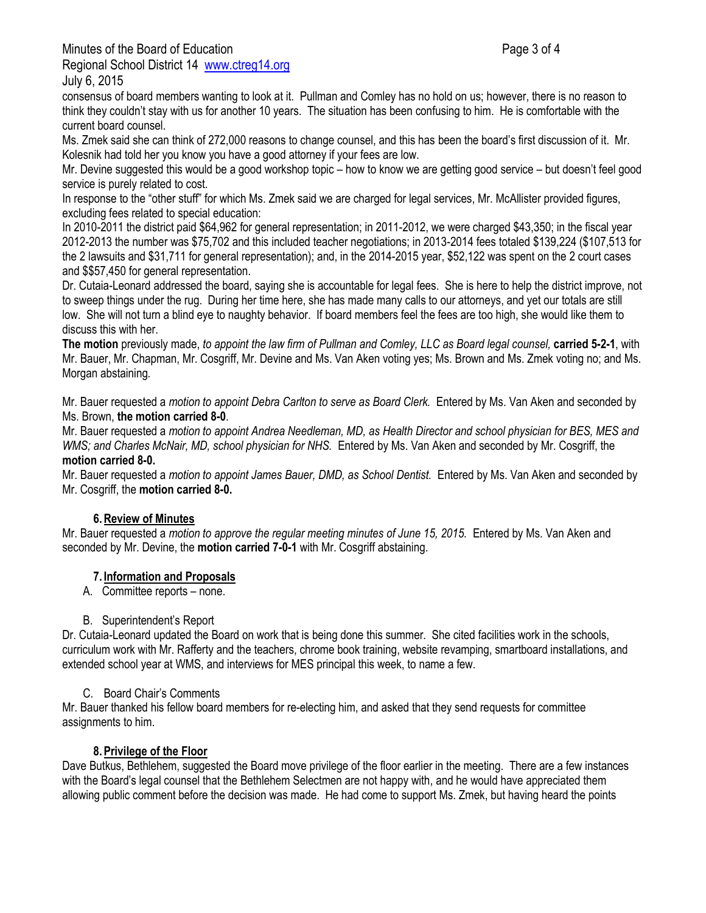consensus of board members wanting to look at it. Pullman and Comley has no hold on us; however, there is no reason to think they couldn't stay with us for another 10 years. The situation has been confusing to him. He is comfortable with the current board counsel.

Ms. Zmek said she can think of 272,000 reasons to change counsel, and this has been the board's first discussion of it. Mr. Kolesnik had told her you know you have a good attorney if your fees are low.

Mr. Devine suggested this would be a good workshop topic – how to know we are getting good service – but doesn't feel good service is purely related to cost.

In response to the "other stuff" for which Ms. Zmek said we are charged for legal services, Mr. McAllister provided figures, excluding fees related to special education:

In 2010-2011 the district paid $64,962 for general representation; in 2011-2012, we were charged $43,350; in the fiscal year 2012-2013 the number was $75,702 and this included teacher negotiations; in 2013-2014 fees totaled $139,224 ($107,513 for the 2 lawsuits and $31,711 for general representation); and, in the 2014-2015 year, $52,122 was spent on the 2 court cases and $$57,450 for general representation.

Dr. Cutaia-Leonard addressed the board, saying she is accountable for legal fees. She is here to help the district improve, not to sweep things under the rug. During her time here, she has made many calls to our attorneys, and yet our totals are still low. She will not turn a blind eye to naughty behavior. If board members feel the fees are too high, she would like them to discuss this with her.

**The motion** previously made, *to appoint the law firm of Pullman and Comley, LLC as Board legal counsel,* **carried 5-2-1**, with Mr. Bauer, Mr. Chapman, Mr. Cosgriff, Mr. Devine and Ms. Van Aken voting yes; Ms. Brown and Ms. Zmek voting no; and Ms. Morgan abstaining.

Mr. Bauer requested a *motion to appoint Debra Carlton to serve as Board Clerk.* Entered by Ms. Van Aken and seconded by Ms. Brown, **the motion carried 8-0**.

Mr. Bauer requested a *motion to appoint Andrea Needleman, MD, as Health Director and school physician for BES, MES and WMS; and Charles McNair, MD, school physician for NHS.* Entered by Ms. Van Aken and seconded by Mr. Cosgriff, the **motion carried 8-0.**

Mr. Bauer requested a *motion to appoint James Bauer, DMD, as School Dentist.* Entered by Ms. Van Aken and seconded by Mr. Cosgriff, the **motion carried 8-0.**

### 6. Review of Minutes

Mr. Bauer requested a *motion to approve the regular meeting minutes of June 15, 2015.* Entered by Ms. Van Aken and seconded by Mr. Devine, the **motion carried 7-0-1** with Mr. Cosgriff abstaining.

### 7. Information and Proposals

A. Committee reports – none.

B. Superintendent's Report

Dr. Cutaia-Leonard updated the Board on work that is being done this summer. She cited facilities work in the schools, curriculum work with Mr. Rafferty and the teachers, chrome book training, website revamping, smartboard installations, and extended school year at WMS, and interviews for MES principal this week, to name a few.

C. Board Chair's Comments

Mr. Bauer thanked his fellow board members for re-electing him, and asked that they send requests for committee assignments to him.

### 8. Privilege of the Floor

Dave Butkus, Bethlehem, suggested the Board move privilege of the floor earlier in the meeting. There are a few instances with the Board's legal counsel that the Bethlehem Selectmen are not happy with, and he would have appreciated them allowing public comment before the decision was made. He had come to support Ms. Zmek, but having heard the points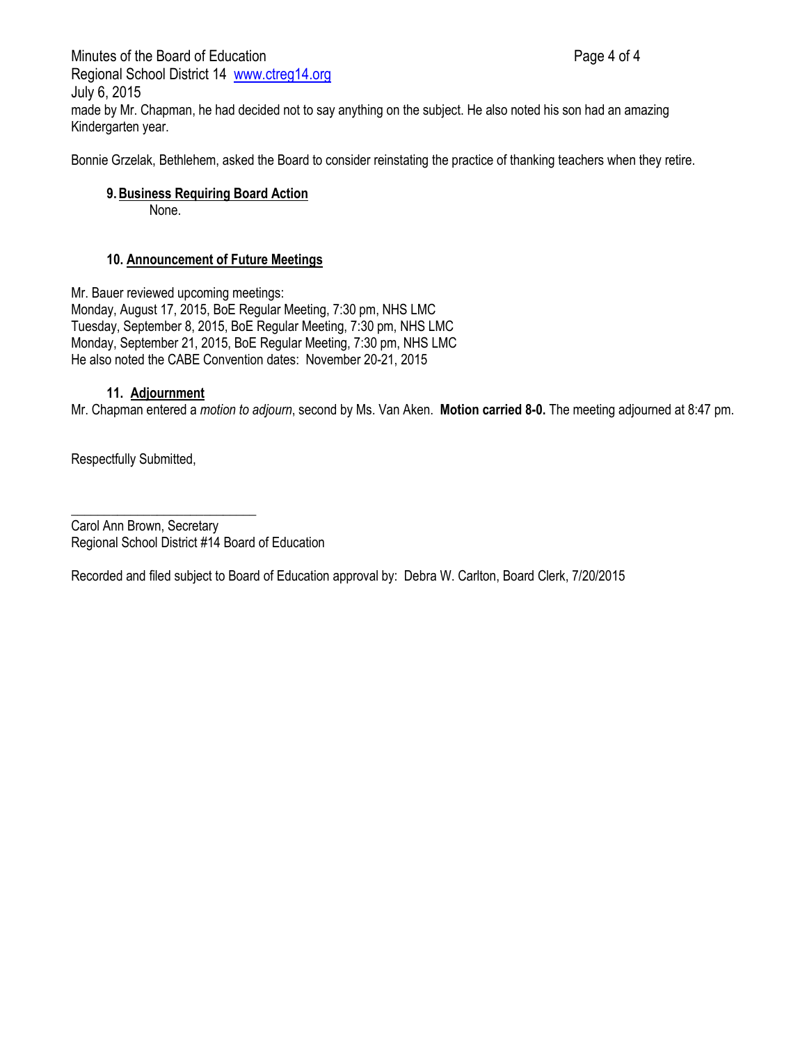made by Mr. Chapman, he had decided not to say anything on the subject. He also noted his son had an amazing Kindergarten year.

Bonnie Grzelak, Bethlehem, asked the Board to consider reinstating the practice of thanking teachers when they retire.

**9. Business Requiring Board Action**

None.

**10. Announcement of Future Meetings**

Mr. Bauer reviewed upcoming meetings:
Monday, August 17, 2015, BoE Regular Meeting, 7:30 pm, NHS LMC
Tuesday, September 8, 2015, BoE Regular Meeting, 7:30 pm, NHS LMC
Monday, September 21, 2015, BoE Regular Meeting, 7:30 pm, NHS LMC
He also noted the CABE Convention dates: November 20-21, 2015

**11. Adjournment**

Mr. Chapman entered a *motion to adjourn*, second by Ms. Van Aken. **Motion carried 8-0.** The meeting adjourned at 8:47 pm.

Respectfully Submitted,

____________________________
Carol Ann Brown, Secretary
Regional School District #14 Board of Education

Recorded and filed subject to Board of Education approval by: Debra W. Carlton, Board Clerk, 7/20/2015